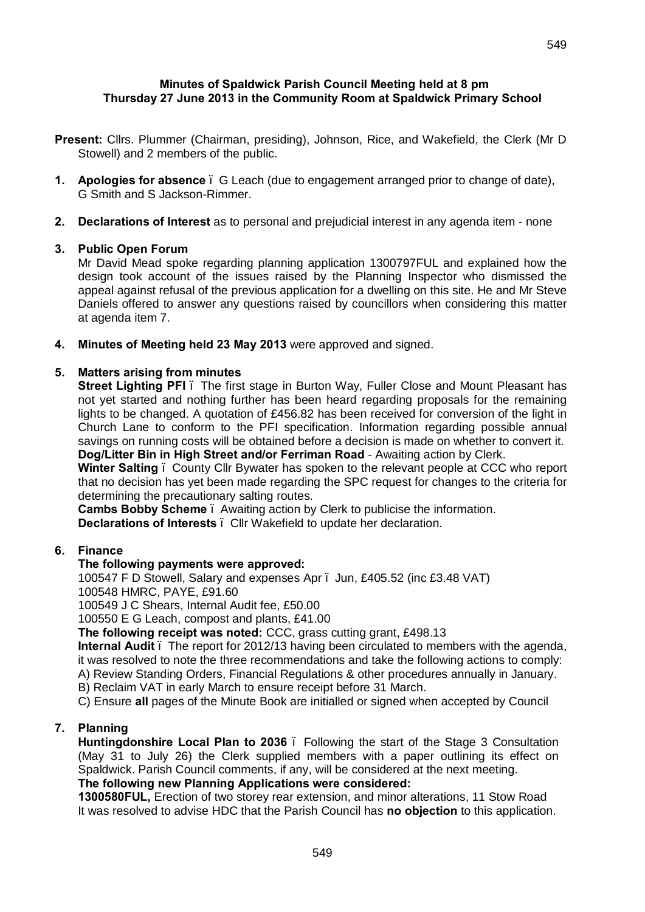**Minutes of Spaldwick Parish Council Meeting held at 8 pm Thursday 27 June 2013 in the Community Room at Spaldwick Primary School**

**Present:** Cllrs. Plummer (Chairman, presiding), Johnson, Rice, and Wakefield, the Clerk (Mr D Stowell) and 2 members of the public.

1. **Apologies for absence** – G Leach (due to engagement arranged prior to change of date), G Smith and S Jackson-Rimmer.

2. **Declarations of Interest** as to personal and prejudicial interest in any agenda item - none

3. **Public Open Forum**
   Mr David Mead spoke regarding planning application 1300797FUL and explained how the design took account of the issues raised by the Planning Inspector who dismissed the appeal against refusal of the previous application for a dwelling on this site. He and Mr Steve Daniels offered to answer any questions raised by councillors when considering this matter at agenda item 7.

4. **Minutes of Meeting held 23 May 2013** were approved and signed.

5. **Matters arising from minutes**
   **Street Lighting PFI** – The first stage in Burton Way, Fuller Close and Mount Pleasant has not yet started and nothing further has been heard regarding proposals for the remaining lights to be changed. A quotation of £456.82 has been received for conversion of the light in Church Lane to conform to the PFI specification. Information regarding possible annual savings on running costs will be obtained before a decision is made on whether to convert it.
   **Dog/Litter Bin in High Street and/or Ferriman Road** - Awaiting action by Clerk.
   **Winter Salting** – County Cllr Bywater has spoken to the relevant people at CCC who report that no decision has yet been made regarding the SPC request for changes to the criteria for determining the precautionary salting routes.
   **Cambs Bobby Scheme** – Awaiting action by Clerk to publicise the information.
   **Declarations of Interests** – Cllr Wakefield to update her declaration.

6. **Finance**
   **The following payments were approved:**
   100547 F D Stowell, Salary and expenses Apr – Jun, £405.52 (inc £3.48 VAT)
   100548 HMRC, PAYE, £91.60
   100549 J C Shears, Internal Audit fee, £50.00
   100550 E G Leach, compost and plants, £41.00
   **The following receipt was noted:** CCC, grass cutting grant, £498.13
   **Internal Audit** – The report for 2012/13 having been circulated to members with the agenda, it was resolved to note the three recommendations and take the following actions to comply:
   A) Review Standing Orders, Financial Regulations & other procedures annually in January.
   B) Reclaim VAT in early March to ensure receipt before 31 March.
   C) Ensure **all** pages of the Minute Book are initialled or signed when accepted by Council

7. **Planning**
   **Huntingdonshire Local Plan to 2036** – Following the start of the Stage 3 Consultation (May 31 to July 26) the Clerk supplied members with a paper outlining its effect on Spaldwick. Parish Council comments, if any, will be considered at the next meeting.
   **The following new Planning Applications were considered:**
   **1300580FUL,** Erection of two storey rear extension, and minor alterations, 11 Stow Road
   It was resolved to advise HDC that the Parish Council has **no objection** to this application.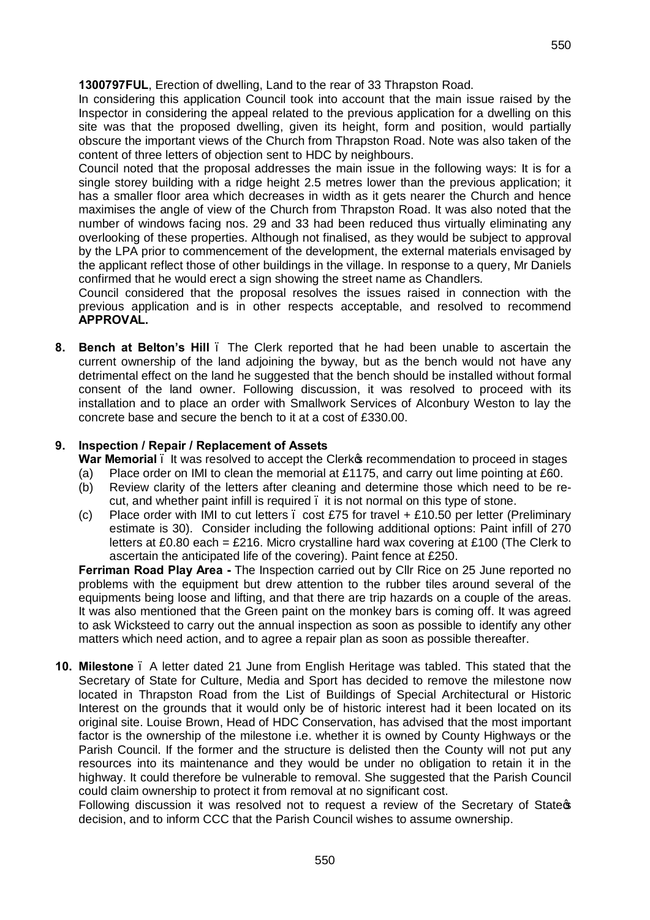**1300797FUL**, Erection of dwelling, Land to the rear of 33 Thrapston Road.

In considering this application Council took into account that the main issue raised by the Inspector in considering the appeal related to the previous application for a dwelling on this site was that the proposed dwelling, given its height, form and position, would partially obscure the important views of the Church from Thrapston Road. Note was also taken of the content of three letters of objection sent to HDC by neighbours.

Council noted that the proposal addresses the main issue in the following ways: It is for a single storey building with a ridge height 2.5 metres lower than the previous application; it has a smaller floor area which decreases in width as it gets nearer the Church and hence maximises the angle of view of the Church from Thrapston Road. It was also noted that the number of windows facing nos. 29 and 33 had been reduced thus virtually eliminating any overlooking of these properties. Although not finalised, as they would be subject to approval by the LPA prior to commencement of the development, the external materials envisaged by the applicant reflect those of other buildings in the village. In response to a query, Mr Daniels confirmed that he would erect a sign showing the street name as Chandlers.

Council considered that the proposal resolves the issues raised in connection with the previous application and is in other respects acceptable, and resolved to recommend **APPROVAL.**

**8. Bench at Belton's Hill** – The Clerk reported that he had been unable to ascertain the current ownership of the land adjoining the byway, but as the bench would not have any detrimental effect on the land he suggested that the bench should be installed without formal consent of the land owner. Following discussion, it was resolved to proceed with its installation and to place an order with Smallwork Services of Alconbury Weston to lay the concrete base and secure the bench to it at a cost of £330.00.

**9. Inspection / Repair / Replacement of Assets**

**War Memorial** – It was resolved to accept the Clerk's recommendation to proceed in stages

(a) Place order on IMI to clean the memorial at £1175, and carry out lime pointing at £60.
(b) Review clarity of the letters after cleaning and determine those which need to be re-cut, and whether paint infill is required – it is not normal on this type of stone.
(c) Place order with IMI to cut letters – cost £75 for travel + £10.50 per letter (Preliminary estimate is 30). Consider including the following additional options: Paint infill of 270 letters at £0.80 each = £216. Micro crystalline hard wax covering at £100 (The Clerk to ascertain the anticipated life of the covering). Paint fence at £250.

**Ferriman Road Play Area -** The Inspection carried out by Cllr Rice on 25 June reported no problems with the equipment but drew attention to the rubber tiles around several of the equipments being loose and lifting, and that there are trip hazards on a couple of the areas. It was also mentioned that the Green paint on the monkey bars is coming off. It was agreed to ask Wicksteed to carry out the annual inspection as soon as possible to identify any other matters which need action, and to agree a repair plan as soon as possible thereafter.

**10. Milestone** – A letter dated 21 June from English Heritage was tabled. This stated that the Secretary of State for Culture, Media and Sport has decided to remove the milestone now located in Thrapston Road from the List of Buildings of Special Architectural or Historic Interest on the grounds that it would only be of historic interest had it been located on its original site. Louise Brown, Head of HDC Conservation, has advised that the most important factor is the ownership of the milestone i.e. whether it is owned by County Highways or the Parish Council. If the former and the structure is delisted then the County will not put any resources into its maintenance and they would be under no obligation to retain it in the highway. It could therefore be vulnerable to removal. She suggested that the Parish Council could claim ownership to protect it from removal at no significant cost.

Following discussion it was resolved not to request a review of the Secretary of State's decision, and to inform CCC that the Parish Council wishes to assume ownership.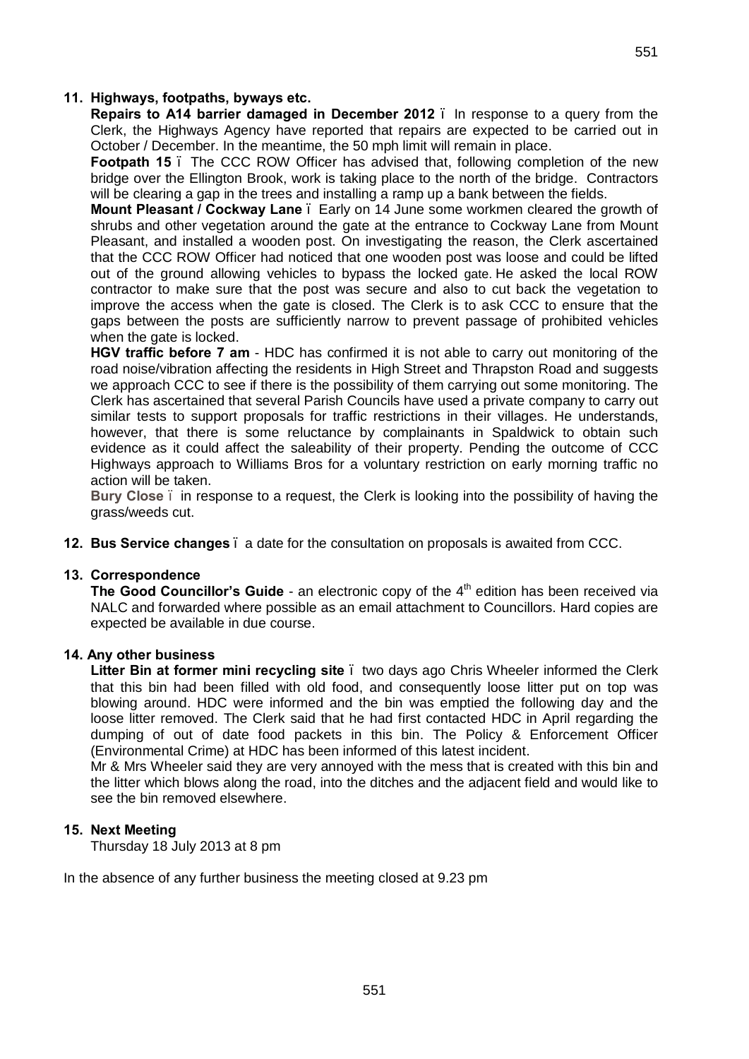**11. Highways, footpaths, byways etc.**

**Repairs to A14 barrier damaged in December 2012** ï In response to a query from the Clerk, the Highways Agency have reported that repairs are expected to be carried out in October / December. In the meantime, the 50 mph limit will remain in place.

**Footpath 15** ï The CCC ROW Officer has advised that, following completion of the new bridge over the Ellington Brook, work is taking place to the north of the bridge. Contractors will be clearing a gap in the trees and installing a ramp up a bank between the fields.

**Mount Pleasant / Cockway Lane** ï Early on 14 June some workmen cleared the growth of shrubs and other vegetation around the gate at the entrance to Cockway Lane from Mount Pleasant, and installed a wooden post. On investigating the reason, the Clerk ascertained that the CCC ROW Officer had noticed that one wooden post was loose and could be lifted out of the ground allowing vehicles to bypass the locked gate. He asked the local ROW contractor to make sure that the post was secure and also to cut back the vegetation to improve the access when the gate is closed. The Clerk is to ask CCC to ensure that the gaps between the posts are sufficiently narrow to prevent passage of prohibited vehicles when the gate is locked.

**HGV traffic before 7 am** - HDC has confirmed it is not able to carry out monitoring of the road noise/vibration affecting the residents in High Street and Thrapston Road and suggests we approach CCC to see if there is the possibility of them carrying out some monitoring. The Clerk has ascertained that several Parish Councils have used a private company to carry out similar tests to support proposals for traffic restrictions in their villages. He understands, however, that there is some reluctance by complainants in Spaldwick to obtain such evidence as it could affect the saleability of their property. Pending the outcome of CCC Highways approach to Williams Bros for a voluntary restriction on early morning traffic no action will be taken.

**Bury Close** ï in response to a request, the Clerk is looking into the possibility of having the grass/weeds cut.

**12. Bus Service changes** ï a date for the consultation on proposals is awaited from CCC.

**13. Correspondence**

**The Good Councillor's Guide** - an electronic copy of the 4th edition has been received via NALC and forwarded where possible as an email attachment to Councillors. Hard copies are expected be available in due course.

**14. Any other business**

**Litter Bin at former mini recycling site** ï two days ago Chris Wheeler informed the Clerk that this bin had been filled with old food, and consequently loose litter put on top was blowing around. HDC were informed and the bin was emptied the following day and the loose litter removed. The Clerk said that he had first contacted HDC in April regarding the dumping of out of date food packets in this bin. The Policy & Enforcement Officer (Environmental Crime) at HDC has been informed of this latest incident.

Mr & Mrs Wheeler said they are very annoyed with the mess that is created with this bin and the litter which blows along the road, into the ditches and the adjacent field and would like to see the bin removed elsewhere.

**15. Next Meeting**

Thursday 18 July 2013 at 8 pm

In the absence of any further business the meeting closed at 9.23 pm